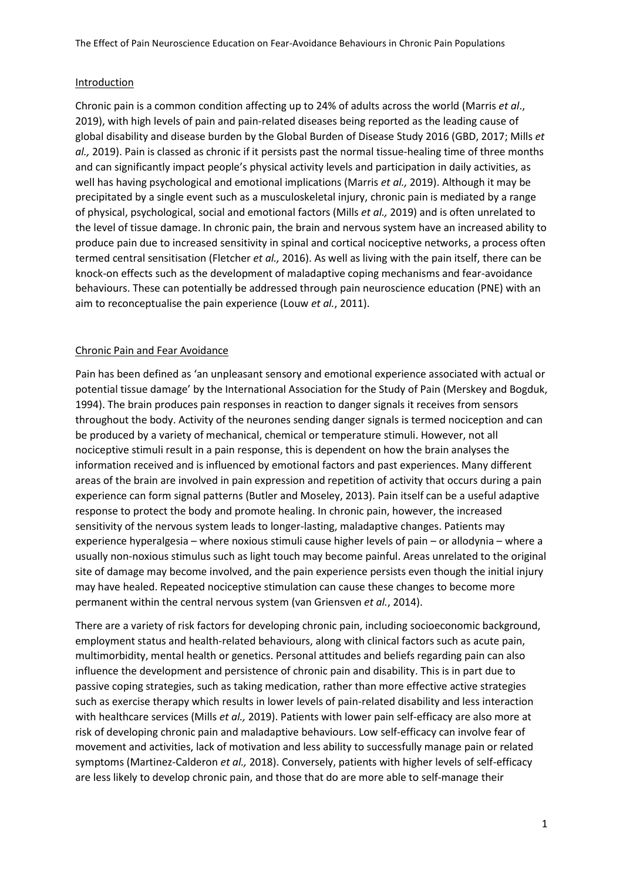## Introduction

Chronic pain is a common condition affecting up to 24% of adults across the world (Marris *et al*., 2019), with high levels of pain and pain-related diseases being reported as the leading cause of global disability and disease burden by the Global Burden of Disease Study 2016 (GBD, 2017; Mills *et al.,* 2019). Pain is classed as chronic if it persists past the normal tissue-healing time of three months and can significantly impact people's physical activity levels and participation in daily activities, as well has having psychological and emotional implications (Marris *et al.,* 2019). Although it may be precipitated by a single event such as a musculoskeletal injury, chronic pain is mediated by a range of physical, psychological, social and emotional factors (Mills *et al.,* 2019) and is often unrelated to the level of tissue damage. In chronic pain, the brain and nervous system have an increased ability to produce pain due to increased sensitivity in spinal and cortical nociceptive networks, a process often termed central sensitisation (Fletcher *et al.,* 2016). As well as living with the pain itself, there can be knock-on effects such as the development of maladaptive coping mechanisms and fear-avoidance behaviours. These can potentially be addressed through pain neuroscience education (PNE) with an aim to reconceptualise the pain experience (Louw *et al.*, 2011).

## Chronic Pain and Fear Avoidance

Pain has been defined as 'an unpleasant sensory and emotional experience associated with actual or potential tissue damage' by the International Association for the Study of Pain (Merskey and Bogduk, 1994). The brain produces pain responses in reaction to danger signals it receives from sensors throughout the body. Activity of the neurones sending danger signals is termed nociception and can be produced by a variety of mechanical, chemical or temperature stimuli. However, not all nociceptive stimuli result in a pain response, this is dependent on how the brain analyses the information received and is influenced by emotional factors and past experiences. Many different areas of the brain are involved in pain expression and repetition of activity that occurs during a pain experience can form signal patterns (Butler and Moseley, 2013). Pain itself can be a useful adaptive response to protect the body and promote healing. In chronic pain, however, the increased sensitivity of the nervous system leads to longer-lasting, maladaptive changes. Patients may experience hyperalgesia – where noxious stimuli cause higher levels of pain – or allodynia – where a usually non-noxious stimulus such as light touch may become painful. Areas unrelated to the original site of damage may become involved, and the pain experience persists even though the initial injury may have healed. Repeated nociceptive stimulation can cause these changes to become more permanent within the central nervous system (van Griensven *et al.*, 2014).

There are a variety of risk factors for developing chronic pain, including socioeconomic background, employment status and health-related behaviours, along with clinical factors such as acute pain, multimorbidity, mental health or genetics. Personal attitudes and beliefs regarding pain can also influence the development and persistence of chronic pain and disability. This is in part due to passive coping strategies, such as taking medication, rather than more effective active strategies such as exercise therapy which results in lower levels of pain-related disability and less interaction with healthcare services (Mills *et al.,* 2019). Patients with lower pain self-efficacy are also more at risk of developing chronic pain and maladaptive behaviours. Low self-efficacy can involve fear of movement and activities, lack of motivation and less ability to successfully manage pain or related symptoms (Martinez-Calderon *et al.,* 2018). Conversely, patients with higher levels of self-efficacy are less likely to develop chronic pain, and those that do are more able to self-manage their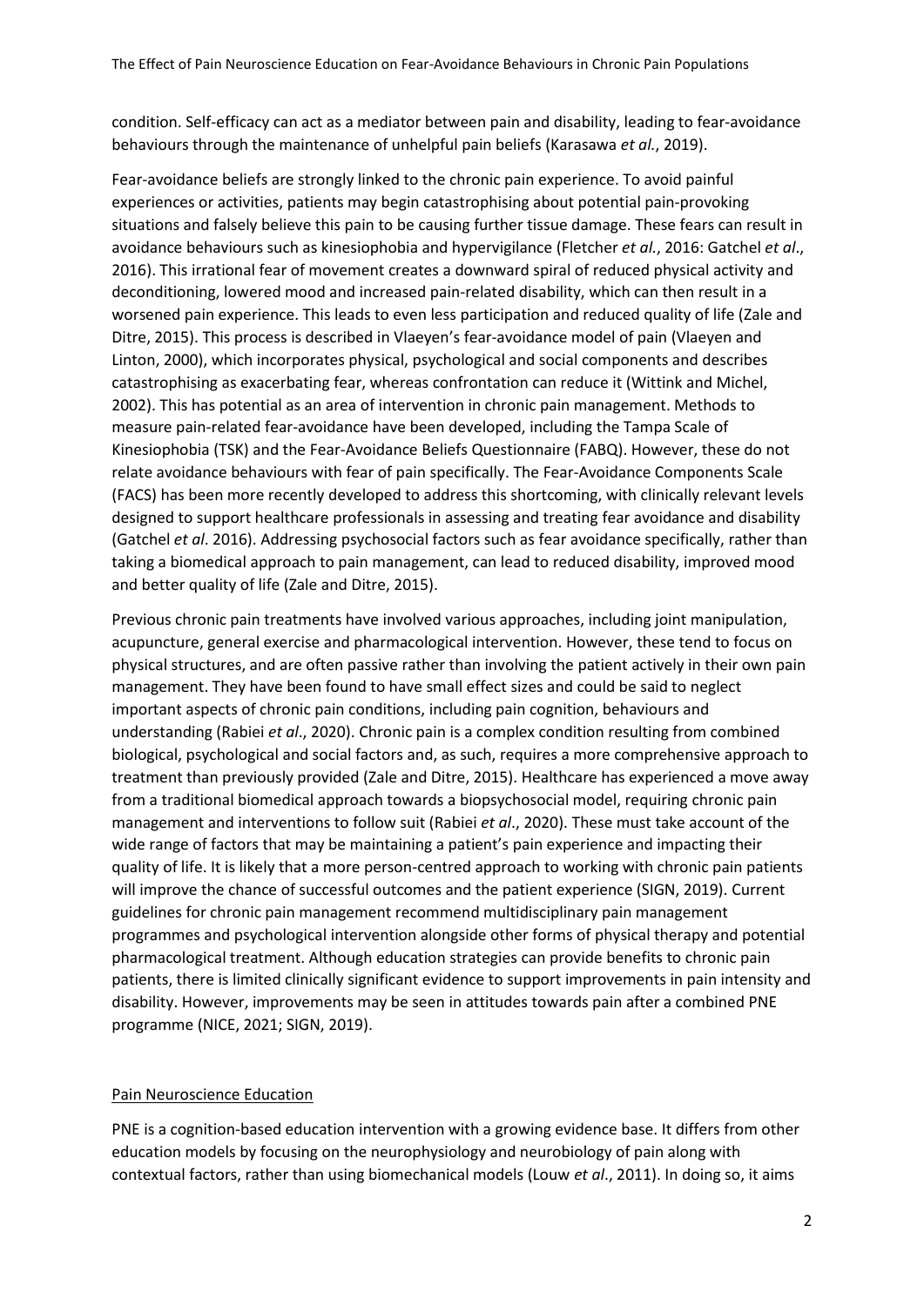condition. Self-efficacy can act as a mediator between pain and disability, leading to fear-avoidance behaviours through the maintenance of unhelpful pain beliefs (Karasawa *et al.*, 2019).

Fear-avoidance beliefs are strongly linked to the chronic pain experience. To avoid painful experiences or activities, patients may begin catastrophising about potential pain-provoking situations and falsely believe this pain to be causing further tissue damage. These fears can result in avoidance behaviours such as kinesiophobia and hypervigilance (Fletcher *et al.*, 2016: Gatchel *et al*., 2016). This irrational fear of movement creates a downward spiral of reduced physical activity and deconditioning, lowered mood and increased pain-related disability, which can then result in a worsened pain experience. This leads to even less participation and reduced quality of life (Zale and Ditre, 2015). This process is described in Vlaeyen's fear-avoidance model of pain (Vlaeyen and Linton, 2000), which incorporates physical, psychological and social components and describes catastrophising as exacerbating fear, whereas confrontation can reduce it (Wittink and Michel, 2002). This has potential as an area of intervention in chronic pain management. Methods to measure pain-related fear-avoidance have been developed, including the Tampa Scale of Kinesiophobia (TSK) and the Fear-Avoidance Beliefs Questionnaire (FABQ). However, these do not relate avoidance behaviours with fear of pain specifically. The Fear-Avoidance Components Scale (FACS) has been more recently developed to address this shortcoming, with clinically relevant levels designed to support healthcare professionals in assessing and treating fear avoidance and disability (Gatchel *et al*. 2016). Addressing psychosocial factors such as fear avoidance specifically, rather than taking a biomedical approach to pain management, can lead to reduced disability, improved mood and better quality of life (Zale and Ditre, 2015).

Previous chronic pain treatments have involved various approaches, including joint manipulation, acupuncture, general exercise and pharmacological intervention. However, these tend to focus on physical structures, and are often passive rather than involving the patient actively in their own pain management. They have been found to have small effect sizes and could be said to neglect important aspects of chronic pain conditions, including pain cognition, behaviours and understanding (Rabiei *et al*., 2020). Chronic pain is a complex condition resulting from combined biological, psychological and social factors and, as such, requires a more comprehensive approach to treatment than previously provided (Zale and Ditre, 2015). Healthcare has experienced a move away from a traditional biomedical approach towards a biopsychosocial model, requiring chronic pain management and interventions to follow suit (Rabiei *et al*., 2020). These must take account of the wide range of factors that may be maintaining a patient's pain experience and impacting their quality of life. It is likely that a more person-centred approach to working with chronic pain patients will improve the chance of successful outcomes and the patient experience (SIGN, 2019). Current guidelines for chronic pain management recommend multidisciplinary pain management programmes and psychological intervention alongside other forms of physical therapy and potential pharmacological treatment. Although education strategies can provide benefits to chronic pain patients, there is limited clinically significant evidence to support improvements in pain intensity and disability. However, improvements may be seen in attitudes towards pain after a combined PNE programme (NICE, 2021; SIGN, 2019).

## Pain Neuroscience Education

PNE is a cognition-based education intervention with a growing evidence base. It differs from other education models by focusing on the neurophysiology and neurobiology of pain along with contextual factors, rather than using biomechanical models (Louw *et al*., 2011). In doing so, it aims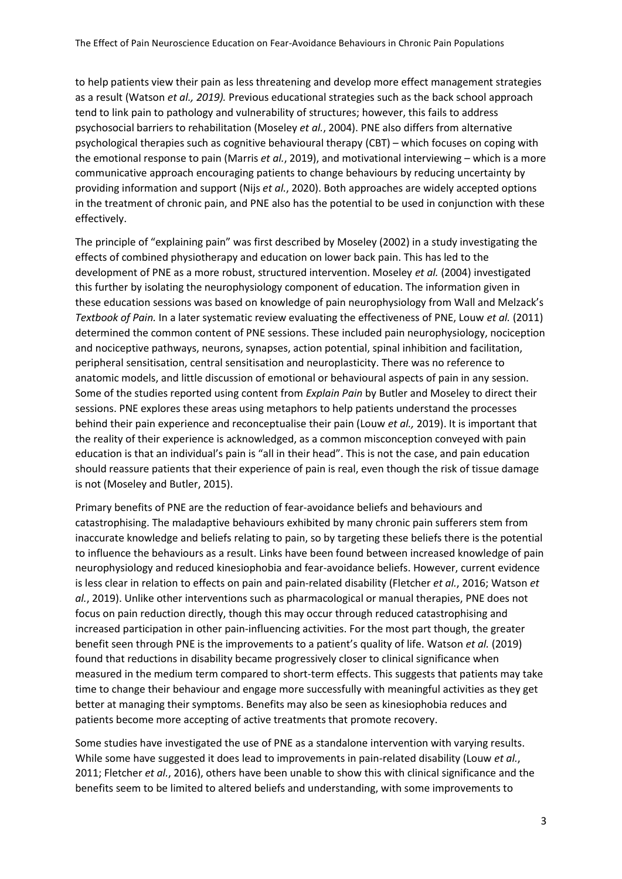to help patients view their pain as less threatening and develop more effect management strategies as a result (Watson *et al., 2019).* Previous educational strategies such as the back school approach tend to link pain to pathology and vulnerability of structures; however, this fails to address psychosocial barriers to rehabilitation (Moseley *et al.*, 2004). PNE also differs from alternative psychological therapies such as cognitive behavioural therapy (CBT) – which focuses on coping with the emotional response to pain (Marris *et al.*, 2019), and motivational interviewing – which is a more communicative approach encouraging patients to change behaviours by reducing uncertainty by providing information and support (Nijs *et al.*, 2020). Both approaches are widely accepted options in the treatment of chronic pain, and PNE also has the potential to be used in conjunction with these effectively.

The principle of "explaining pain" was first described by Moseley (2002) in a study investigating the effects of combined physiotherapy and education on lower back pain. This has led to the development of PNE as a more robust, structured intervention. Moseley *et al.* (2004) investigated this further by isolating the neurophysiology component of education. The information given in these education sessions was based on knowledge of pain neurophysiology from Wall and Melzack's *Textbook of Pain.* In a later systematic review evaluating the effectiveness of PNE, Louw *et al.* (2011) determined the common content of PNE sessions. These included pain neurophysiology, nociception and nociceptive pathways, neurons, synapses, action potential, spinal inhibition and facilitation, peripheral sensitisation, central sensitisation and neuroplasticity. There was no reference to anatomic models, and little discussion of emotional or behavioural aspects of pain in any session. Some of the studies reported using content from *Explain Pain* by Butler and Moseley to direct their sessions. PNE explores these areas using metaphors to help patients understand the processes behind their pain experience and reconceptualise their pain (Louw *et al.,* 2019). It is important that the reality of their experience is acknowledged, as a common misconception conveyed with pain education is that an individual's pain is "all in their head". This is not the case, and pain education should reassure patients that their experience of pain is real, even though the risk of tissue damage is not (Moseley and Butler, 2015).

Primary benefits of PNE are the reduction of fear-avoidance beliefs and behaviours and catastrophising. The maladaptive behaviours exhibited by many chronic pain sufferers stem from inaccurate knowledge and beliefs relating to pain, so by targeting these beliefs there is the potential to influence the behaviours as a result. Links have been found between increased knowledge of pain neurophysiology and reduced kinesiophobia and fear-avoidance beliefs. However, current evidence is less clear in relation to effects on pain and pain-related disability (Fletcher *et al.*, 2016; Watson *et al.*, 2019). Unlike other interventions such as pharmacological or manual therapies, PNE does not focus on pain reduction directly, though this may occur through reduced catastrophising and increased participation in other pain-influencing activities. For the most part though, the greater benefit seen through PNE is the improvements to a patient's quality of life. Watson *et al.* (2019) found that reductions in disability became progressively closer to clinical significance when measured in the medium term compared to short-term effects. This suggests that patients may take time to change their behaviour and engage more successfully with meaningful activities as they get better at managing their symptoms. Benefits may also be seen as kinesiophobia reduces and patients become more accepting of active treatments that promote recovery.

Some studies have investigated the use of PNE as a standalone intervention with varying results. While some have suggested it does lead to improvements in pain-related disability (Louw *et al.*, 2011; Fletcher *et al.*, 2016), others have been unable to show this with clinical significance and the benefits seem to be limited to altered beliefs and understanding, with some improvements to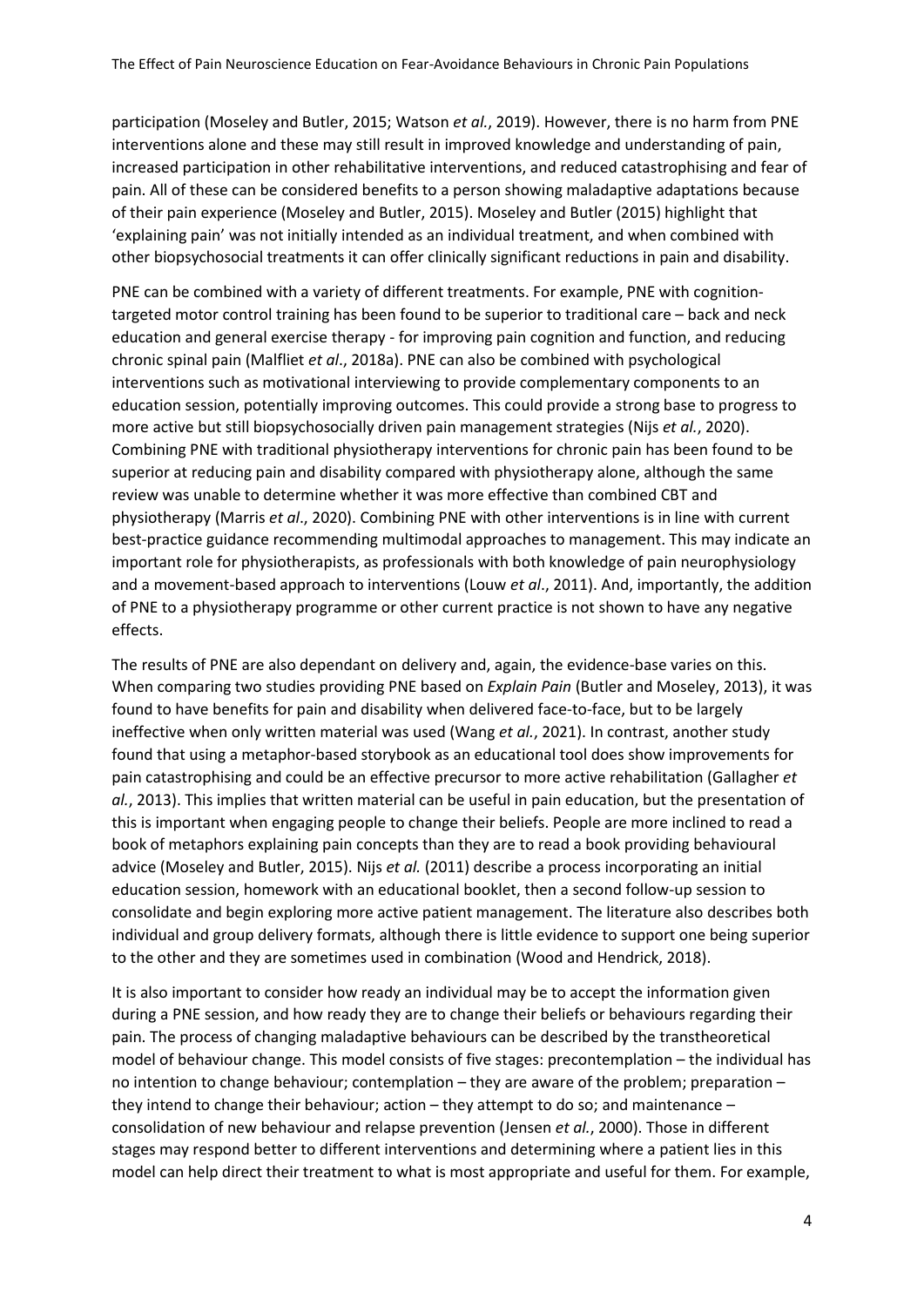participation (Moseley and Butler, 2015; Watson *et al.*, 2019). However, there is no harm from PNE interventions alone and these may still result in improved knowledge and understanding of pain, increased participation in other rehabilitative interventions, and reduced catastrophising and fear of pain. All of these can be considered benefits to a person showing maladaptive adaptations because of their pain experience (Moseley and Butler, 2015). Moseley and Butler (2015) highlight that 'explaining pain' was not initially intended as an individual treatment, and when combined with other biopsychosocial treatments it can offer clinically significant reductions in pain and disability.

PNE can be combined with a variety of different treatments. For example, PNE with cognition-targeted motor control training has been found to be superior to traditional care – back and neck education and general exercise therapy - for improving pain cognition and function, and reducing chronic spinal pain (Malfliet *et al*., 2018a). PNE can also be combined with psychological interventions such as motivational interviewing to provide complementary components to an education session, potentially improving outcomes. This could provide a strong base to progress to more active but still biopsychosocially driven pain management strategies (Nijs *et al.*, 2020). Combining PNE with traditional physiotherapy interventions for chronic pain has been found to be superior at reducing pain and disability compared with physiotherapy alone, although the same review was unable to determine whether it was more effective than combined CBT and physiotherapy (Marris *et al*., 2020). Combining PNE with other interventions is in line with current best-practice guidance recommending multimodal approaches to management. This may indicate an important role for physiotherapists, as professionals with both knowledge of pain neurophysiology and a movement-based approach to interventions (Louw *et al*., 2011). And, importantly, the addition of PNE to a physiotherapy programme or other current practice is not shown to have any negative effects.

The results of PNE are also dependant on delivery and, again, the evidence-base varies on this. When comparing two studies providing PNE based on *Explain Pain* (Butler and Moseley, 2013), it was found to have benefits for pain and disability when delivered face-to-face, but to be largely ineffective when only written material was used (Wang *et al.*, 2021). In contrast, another study found that using a metaphor-based storybook as an educational tool does show improvements for pain catastrophising and could be an effective precursor to more active rehabilitation (Gallagher *et al.*, 2013). This implies that written material can be useful in pain education, but the presentation of this is important when engaging people to change their beliefs. People are more inclined to read a book of metaphors explaining pain concepts than they are to read a book providing behavioural advice (Moseley and Butler, 2015). Nijs *et al.* (2011) describe a process incorporating an initial education session, homework with an educational booklet, then a second follow-up session to consolidate and begin exploring more active patient management. The literature also describes both individual and group delivery formats, although there is little evidence to support one being superior to the other and they are sometimes used in combination (Wood and Hendrick, 2018).

It is also important to consider how ready an individual may be to accept the information given during a PNE session, and how ready they are to change their beliefs or behaviours regarding their pain. The process of changing maladaptive behaviours can be described by the transtheoretical model of behaviour change. This model consists of five stages: precontemplation – the individual has no intention to change behaviour; contemplation – they are aware of the problem; preparation – they intend to change their behaviour; action – they attempt to do so; and maintenance – consolidation of new behaviour and relapse prevention (Jensen *et al.*, 2000). Those in different stages may respond better to different interventions and determining where a patient lies in this model can help direct their treatment to what is most appropriate and useful for them. For example,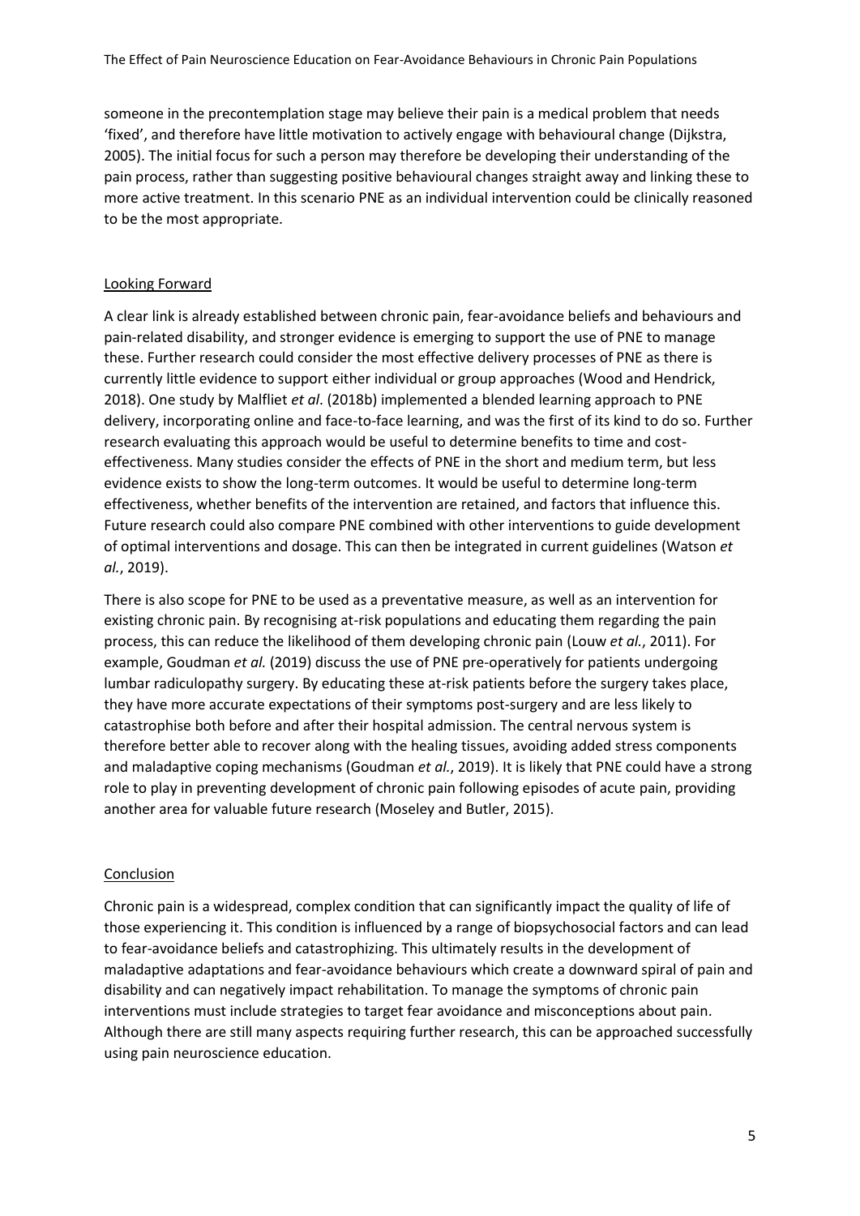someone in the precontemplation stage may believe their pain is a medical problem that needs 'fixed', and therefore have little motivation to actively engage with behavioural change (Dijkstra, 2005). The initial focus for such a person may therefore be developing their understanding of the pain process, rather than suggesting positive behavioural changes straight away and linking these to more active treatment. In this scenario PNE as an individual intervention could be clinically reasoned to be the most appropriate.

## Looking Forward

A clear link is already established between chronic pain, fear-avoidance beliefs and behaviours and pain-related disability, and stronger evidence is emerging to support the use of PNE to manage these. Further research could consider the most effective delivery processes of PNE as there is currently little evidence to support either individual or group approaches (Wood and Hendrick, 2018). One study by Malfliet *et al*. (2018b) implemented a blended learning approach to PNE delivery, incorporating online and face-to-face learning, and was the first of its kind to do so. Further research evaluating this approach would be useful to determine benefits to time and cost-effectiveness. Many studies consider the effects of PNE in the short and medium term, but less evidence exists to show the long-term outcomes. It would be useful to determine long-term effectiveness, whether benefits of the intervention are retained, and factors that influence this. Future research could also compare PNE combined with other interventions to guide development of optimal interventions and dosage. This can then be integrated in current guidelines (Watson *et al.*, 2019).

There is also scope for PNE to be used as a preventative measure, as well as an intervention for existing chronic pain. By recognising at-risk populations and educating them regarding the pain process, this can reduce the likelihood of them developing chronic pain (Louw *et al.*, 2011). For example, Goudman *et al.* (2019) discuss the use of PNE pre-operatively for patients undergoing lumbar radiculopathy surgery. By educating these at-risk patients before the surgery takes place, they have more accurate expectations of their symptoms post-surgery and are less likely to catastrophise both before and after their hospital admission. The central nervous system is therefore better able to recover along with the healing tissues, avoiding added stress components and maladaptive coping mechanisms (Goudman *et al.*, 2019). It is likely that PNE could have a strong role to play in preventing development of chronic pain following episodes of acute pain, providing another area for valuable future research (Moseley and Butler, 2015).

## Conclusion

Chronic pain is a widespread, complex condition that can significantly impact the quality of life of those experiencing it. This condition is influenced by a range of biopsychosocial factors and can lead to fear-avoidance beliefs and catastrophizing. This ultimately results in the development of maladaptive adaptations and fear-avoidance behaviours which create a downward spiral of pain and disability and can negatively impact rehabilitation. To manage the symptoms of chronic pain interventions must include strategies to target fear avoidance and misconceptions about pain. Although there are still many aspects requiring further research, this can be approached successfully using pain neuroscience education.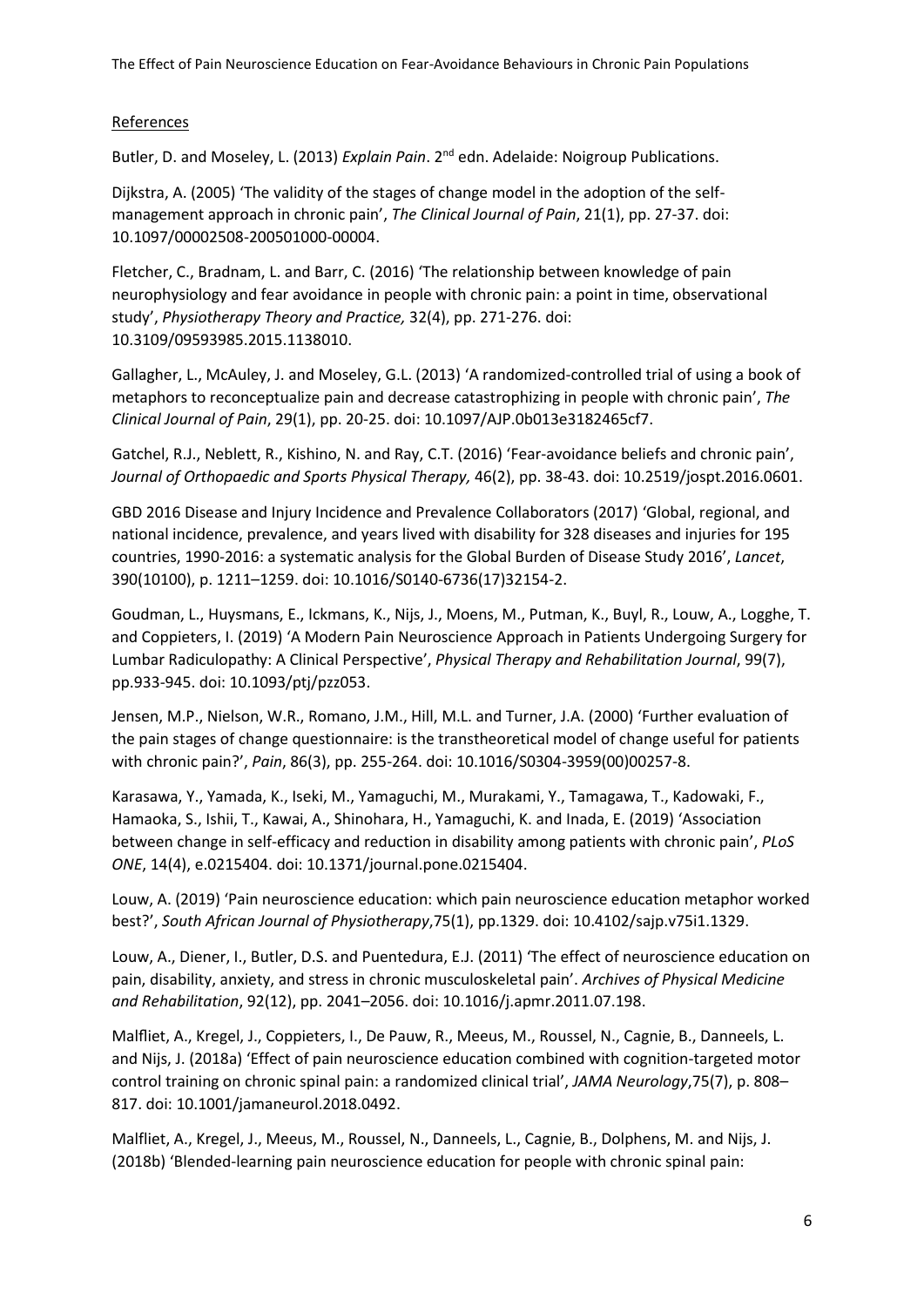References

Butler, D. and Moseley, L. (2013) *Explain Pain*. 2nd edn. Adelaide: Noigroup Publications.

Dijkstra, A. (2005) 'The validity of the stages of change model in the adoption of the self-management approach in chronic pain', *The Clinical Journal of Pain*, 21(1), pp. 27-37. doi: 10.1097/00002508-200501000-00004.

Fletcher, C., Bradnam, L. and Barr, C. (2016) 'The relationship between knowledge of pain neurophysiology and fear avoidance in people with chronic pain: a point in time, observational study', *Physiotherapy Theory and Practice,* 32(4), pp. 271-276. doi: 10.3109/09593985.2015.1138010.

Gallagher, L., McAuley, J. and Moseley, G.L. (2013) 'A randomized-controlled trial of using a book of metaphors to reconceptualize pain and decrease catastrophizing in people with chronic pain', *The Clinical Journal of Pain*, 29(1), pp. 20-25. doi: 10.1097/AJP.0b013e3182465cf7.

Gatchel, R.J., Neblett, R., Kishino, N. and Ray, C.T. (2016) 'Fear-avoidance beliefs and chronic pain', *Journal of Orthopaedic and Sports Physical Therapy,* 46(2), pp. 38-43. doi: 10.2519/jospt.2016.0601.

GBD 2016 Disease and Injury Incidence and Prevalence Collaborators (2017) 'Global, regional, and national incidence, prevalence, and years lived with disability for 328 diseases and injuries for 195 countries, 1990-2016: a systematic analysis for the Global Burden of Disease Study 2016', *Lancet*, 390(10100), p. 1211–1259. doi: 10.1016/S0140-6736(17)32154-2.

Goudman, L., Huysmans, E., Ickmans, K., Nijs, J., Moens, M., Putman, K., Buyl, R., Louw, A., Logghe, T. and Coppieters, I. (2019) 'A Modern Pain Neuroscience Approach in Patients Undergoing Surgery for Lumbar Radiculopathy: A Clinical Perspective', *Physical Therapy and Rehabilitation Journal*, 99(7), pp.933-945. doi: 10.1093/ptj/pzz053.

Jensen, M.P., Nielson, W.R., Romano, J.M., Hill, M.L. and Turner, J.A. (2000) 'Further evaluation of the pain stages of change questionnaire: is the transtheoretical model of change useful for patients with chronic pain?', *Pain*, 86(3), pp. 255-264. doi: 10.1016/S0304-3959(00)00257-8.

Karasawa, Y., Yamada, K., Iseki, M., Yamaguchi, M., Murakami, Y., Tamagawa, T., Kadowaki, F., Hamaoka, S., Ishii, T., Kawai, A., Shinohara, H., Yamaguchi, K. and Inada, E. (2019) 'Association between change in self-efficacy and reduction in disability among patients with chronic pain', *PLoS ONE*, 14(4), e.0215404. doi: 10.1371/journal.pone.0215404.

Louw, A. (2019) 'Pain neuroscience education: which pain neuroscience education metaphor worked best?', *South African Journal of Physiotherapy*,75(1), pp.1329. doi: 10.4102/sajp.v75i1.1329.

Louw, A., Diener, I., Butler, D.S. and Puentedura, E.J. (2011) 'The effect of neuroscience education on pain, disability, anxiety, and stress in chronic musculoskeletal pain'. *Archives of Physical Medicine and Rehabilitation*, 92(12), pp. 2041–2056. doi: 10.1016/j.apmr.2011.07.198.

Malfliet, A., Kregel, J., Coppieters, I., De Pauw, R., Meeus, M., Roussel, N., Cagnie, B., Danneels, L. and Nijs, J. (2018a) 'Effect of pain neuroscience education combined with cognition-targeted motor control training on chronic spinal pain: a randomized clinical trial', *JAMA Neurology*,75(7), p. 808–817. doi: 10.1001/jamaneurol.2018.0492.

Malfliet, A., Kregel, J., Meeus, M., Roussel, N., Danneels, L., Cagnie, B., Dolphens, M. and Nijs, J. (2018b) 'Blended-learning pain neuroscience education for people with chronic spinal pain: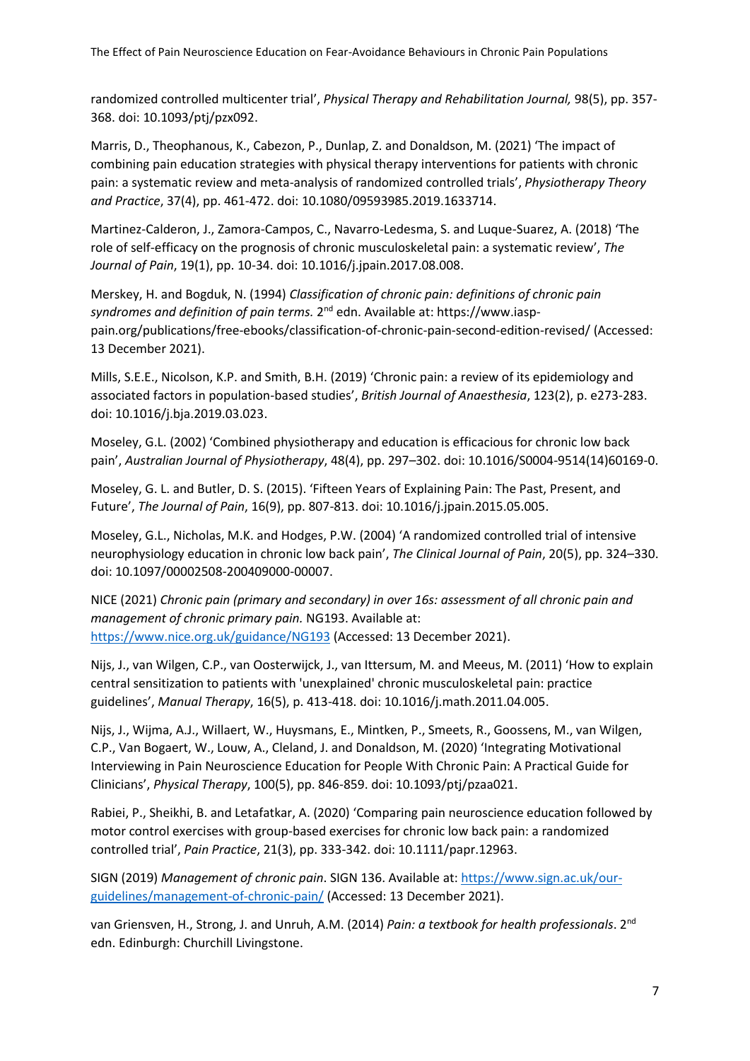randomized controlled multicenter trial', *Physical Therapy and Rehabilitation Journal,* 98(5), pp. 357-368. doi: 10.1093/ptj/pzx092.

Marris, D., Theophanous, K., Cabezon, P., Dunlap, Z. and Donaldson, M. (2021) 'The impact of combining pain education strategies with physical therapy interventions for patients with chronic pain: a systematic review and meta-analysis of randomized controlled trials', *Physiotherapy Theory and Practice*, 37(4), pp. 461-472. doi: 10.1080/09593985.2019.1633714.

Martinez-Calderon, J., Zamora-Campos, C., Navarro-Ledesma, S. and Luque-Suarez, A. (2018) 'The role of self-efficacy on the prognosis of chronic musculoskeletal pain: a systematic review', *The Journal of Pain*, 19(1), pp. 10-34. doi: 10.1016/j.jpain.2017.08.008.

Merskey, H. and Bogduk, N. (1994) *Classification of chronic pain: definitions of chronic pain syndromes and definition of pain terms.* 2nd edn. Available at: https://www.iasp-pain.org/publications/free-ebooks/classification-of-chronic-pain-second-edition-revised/ (Accessed: 13 December 2021).

Mills, S.E.E., Nicolson, K.P. and Smith, B.H. (2019) 'Chronic pain: a review of its epidemiology and associated factors in population-based studies', *British Journal of Anaesthesia*, 123(2), p. e273-283. doi: 10.1016/j.bja.2019.03.023.

Moseley, G.L. (2002) 'Combined physiotherapy and education is efficacious for chronic low back pain', *Australian Journal of Physiotherapy*, 48(4), pp. 297–302. doi: 10.1016/S0004-9514(14)60169-0.

Moseley, G. L. and Butler, D. S. (2015). 'Fifteen Years of Explaining Pain: The Past, Present, and Future', *The Journal of Pain*, 16(9), pp. 807-813. doi: 10.1016/j.jpain.2015.05.005.

Moseley, G.L., Nicholas, M.K. and Hodges, P.W. (2004) 'A randomized controlled trial of intensive neurophysiology education in chronic low back pain', *The Clinical Journal of Pain*, 20(5), pp. 324–330. doi: 10.1097/00002508-200409000-00007.

NICE (2021) *Chronic pain (primary and secondary) in over 16s: assessment of all chronic pain and management of chronic primary pain.* NG193. Available at: https://www.nice.org.uk/guidance/NG193 (Accessed: 13 December 2021).

Nijs, J., van Wilgen, C.P., van Oosterwijck, J., van Ittersum, M. and Meeus, M. (2011) 'How to explain central sensitization to patients with 'unexplained' chronic musculoskeletal pain: practice guidelines', *Manual Therapy*, 16(5), p. 413-418. doi: 10.1016/j.math.2011.04.005.

Nijs, J., Wijma, A.J., Willaert, W., Huysmans, E., Mintken, P., Smeets, R., Goossens, M., van Wilgen, C.P., Van Bogaert, W., Louw, A., Cleland, J. and Donaldson, M. (2020) 'Integrating Motivational Interviewing in Pain Neuroscience Education for People With Chronic Pain: A Practical Guide for Clinicians', *Physical Therapy*, 100(5), pp. 846-859. doi: 10.1093/ptj/pzaa021.

Rabiei, P., Sheikhi, B. and Letafatkar, A. (2020) 'Comparing pain neuroscience education followed by motor control exercises with group-based exercises for chronic low back pain: a randomized controlled trial', *Pain Practice*, 21(3), pp. 333-342. doi: 10.1111/papr.12963.

SIGN (2019) *Management of chronic pain*. SIGN 136. Available at: https://www.sign.ac.uk/our-guidelines/management-of-chronic-pain/ (Accessed: 13 December 2021).

van Griensven, H., Strong, J. and Unruh, A.M. (2014) *Pain: a textbook for health professionals*. 2nd edn. Edinburgh: Churchill Livingstone.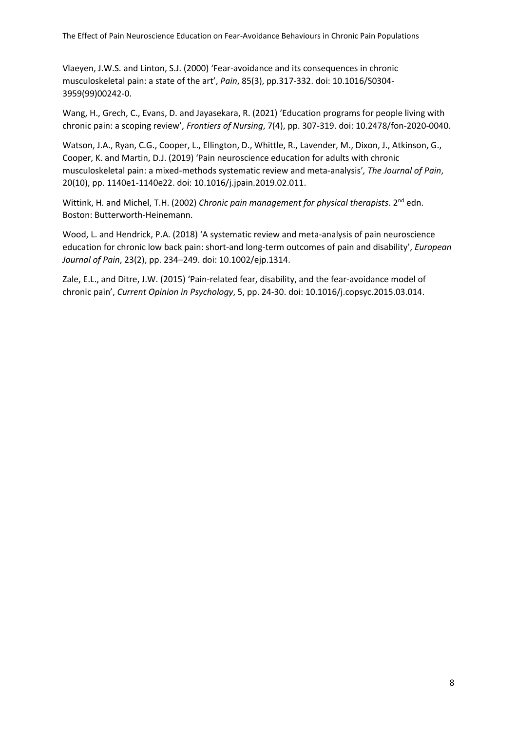Vlaeyen, J.W.S. and Linton, S.J. (2000) 'Fear-avoidance and its consequences in chronic musculoskeletal pain: a state of the art', *Pain*, 85(3), pp.317-332. doi: 10.1016/S0304-3959(99)00242-0.

Wang, H., Grech, C., Evans, D. and Jayasekara, R. (2021) 'Education programs for people living with chronic pain: a scoping review', *Frontiers of Nursing*, 7(4), pp. 307-319. doi: 10.2478/fon-2020-0040.

Watson, J.A., Ryan, C.G., Cooper, L., Ellington, D., Whittle, R., Lavender, M., Dixon, J., Atkinson, G., Cooper, K. and Martin, D.J. (2019) 'Pain neuroscience education for adults with chronic musculoskeletal pain: a mixed-methods systematic review and meta-analysis'*, The Journal of Pain*, 20(10), pp. 1140e1-1140e22. doi: 10.1016/j.jpain.2019.02.011.

Wittink, H. and Michel, T.H. (2002) *Chronic pain management for physical therapists*. 2nd edn. Boston: Butterworth-Heinemann.

Wood, L. and Hendrick, P.A. (2018) 'A systematic review and meta-analysis of pain neuroscience education for chronic low back pain: short-and long-term outcomes of pain and disability', *European Journal of Pain*, 23(2), pp. 234–249. doi: 10.1002/ejp.1314.

Zale, E.L., and Ditre, J.W. (2015) 'Pain-related fear, disability, and the fear-avoidance model of chronic pain', *Current Opinion in Psychology*, 5, pp. 24-30. doi: 10.1016/j.copsyc.2015.03.014.